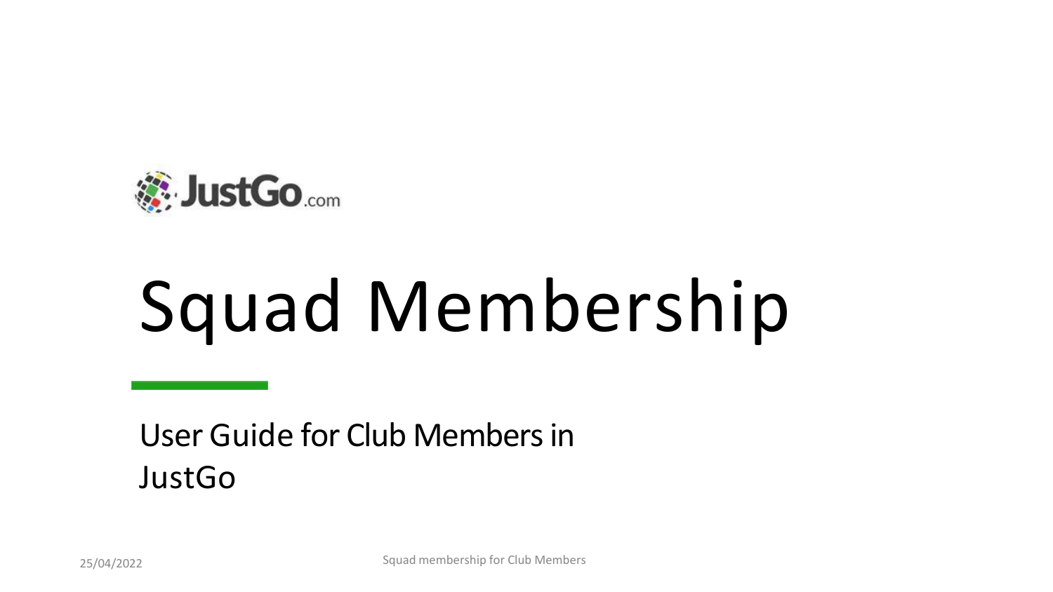JustGo.com

# Squad Membership

User Guide for Club Members in JustGo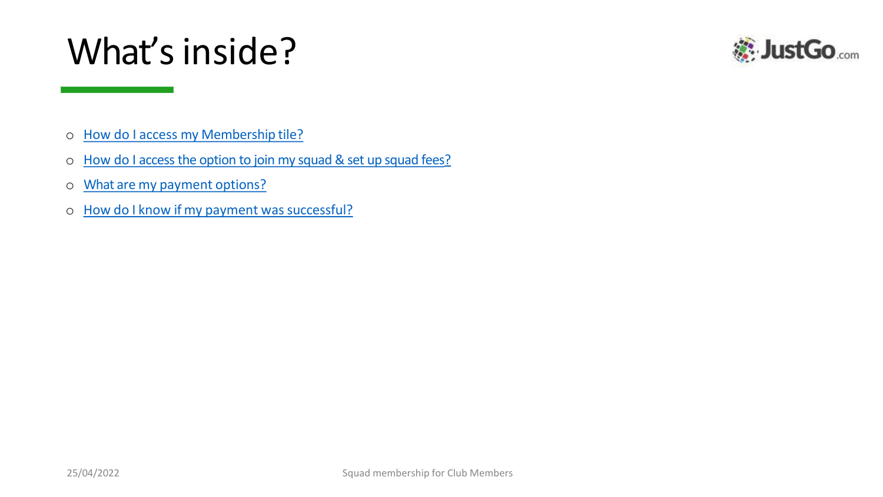# What's inside?

- How do I access my Membership tile?
- How do I access the option to join my squad & set up squad fees?
- What are my payment options?
- How do I know if my payment was successful?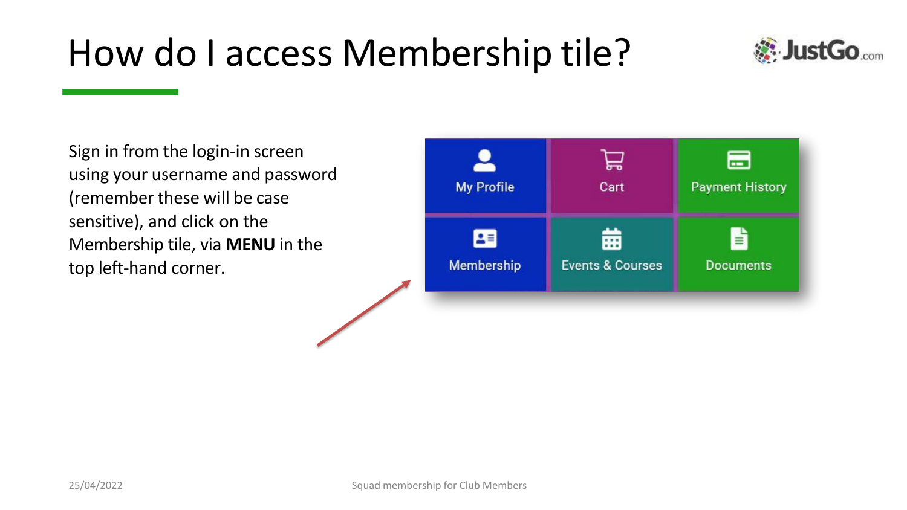# How do I access Membership tile?

Sign in from the login-in screen using your username and password (remember these will be case sensitive), and click on the Membership tile, via **MENU** in the top left-hand corner.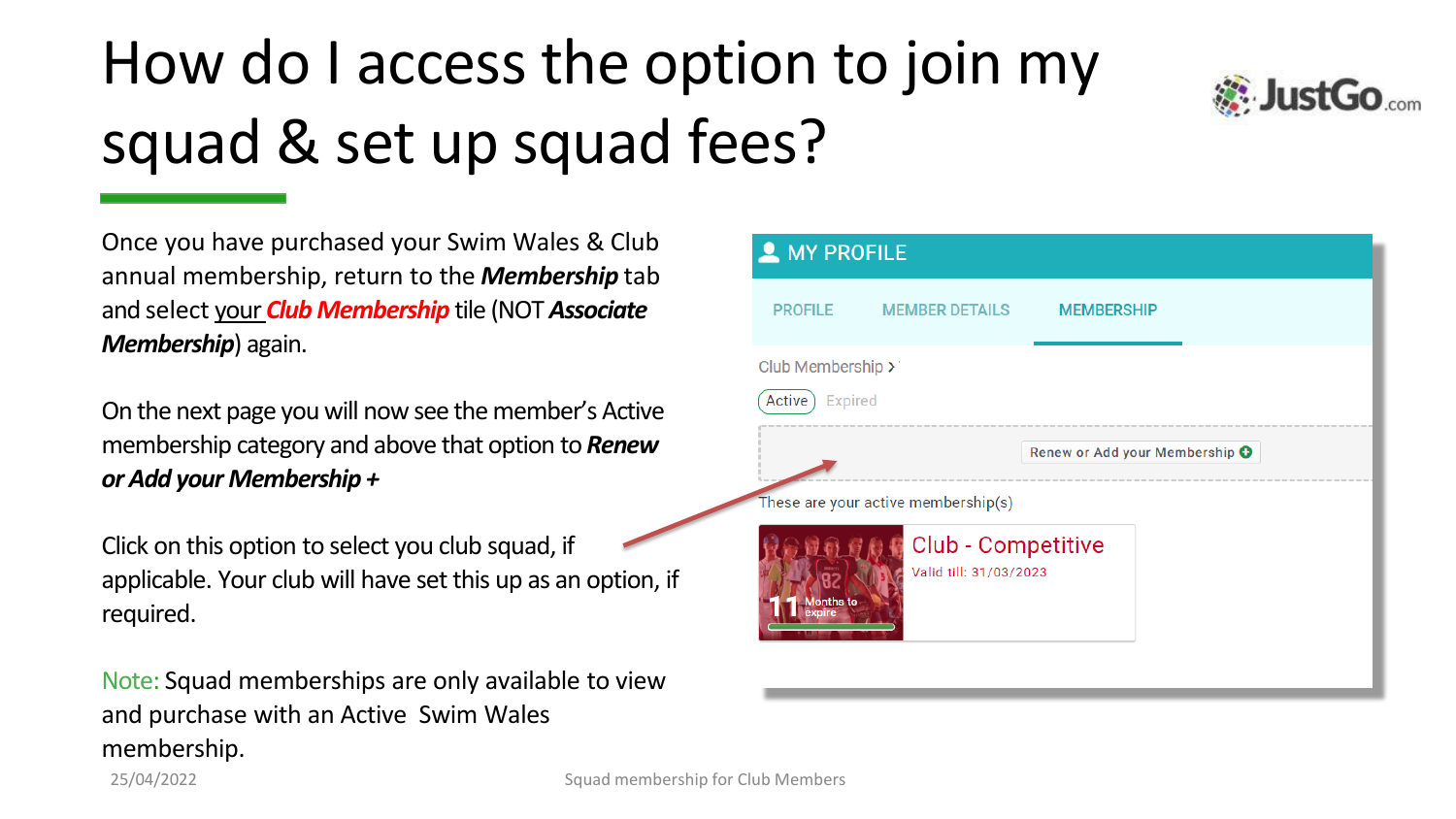# How do I access the option to join my squad & set up squad fees?

Once you have purchased your Swim Wales & Club annual membership, return to the ***Membership*** tab and select your ***Club Membership*** tile (NOT ***Associate Membership***) again.

On the next page you will now see the member's Active membership category and above that option to ***Renew or Add your Membership +***

Click on this option to select you club squad, if applicable. Your club will have set this up as an option, if required.

Note: Squad memberships are only available to view and purchase with an Active Swim Wales membership.

MY PROFILE

PROFILE | MEMBER DETAILS | MEMBERSHIP

Club Membership >

Active | Expired

Renew or Add your Membership

These are your active membership(s)

Club - Competitive

Valid till: 31/03/2023

11 Months to expire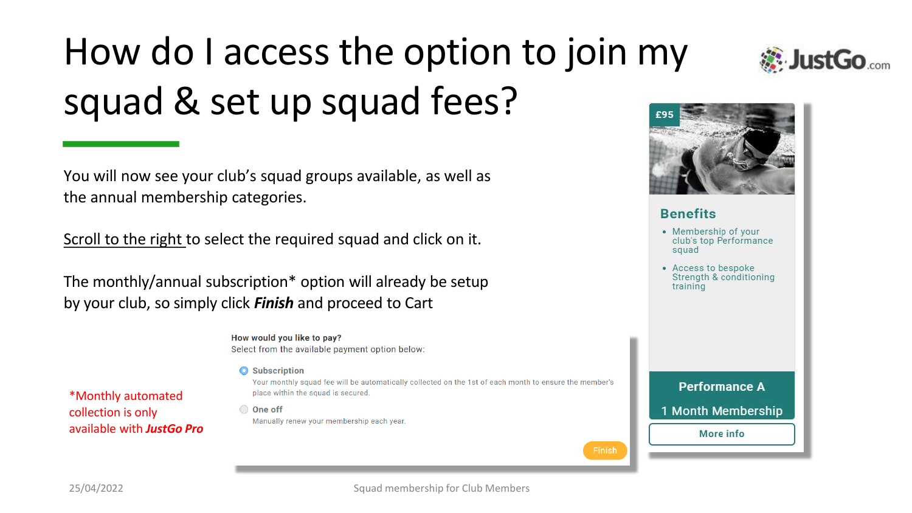# How do I access the option to join my squad & set up squad fees?

You will now see your club's squad groups available, as well as the annual membership categories.

Scroll to the right to select the required squad and click on it.

The monthly/annual subscription* option will already be setup by your club, so simply click ***Finish*** and proceed to Cart

*Monthly automated collection is only available with ***JustGo Pro***

**How would you like to pay?**
Select from the available payment option below:

- **Subscription**
  Your monthly squad fee will be automatically collected on the 1st of each month to ensure the member's place within the squad is secured.
- **One off**
  Manually renew your membership each year.

Finish

£95

**Benefits**

- Membership of your club's top Performance squad
- Access to bespoke Strength & conditioning training

**Performance A**

1 Month Membership

More info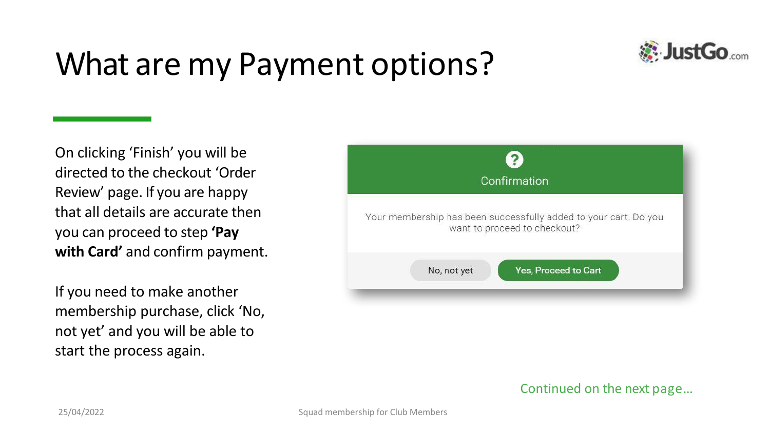# What are my Payment options?

On clicking 'Finish' you will be directed to the checkout 'Order Review' page. If you are happy that all details are accurate then you can proceed to step **'Pay with Card'** and confirm payment.

If you need to make another membership purchase, click 'No, not yet' and you will be able to start the process again.

Confirmation

Your membership has been successfully added to your cart. Do you want to proceed to checkout?

No, not yet | Yes, Proceed to Cart

Continued on the next page…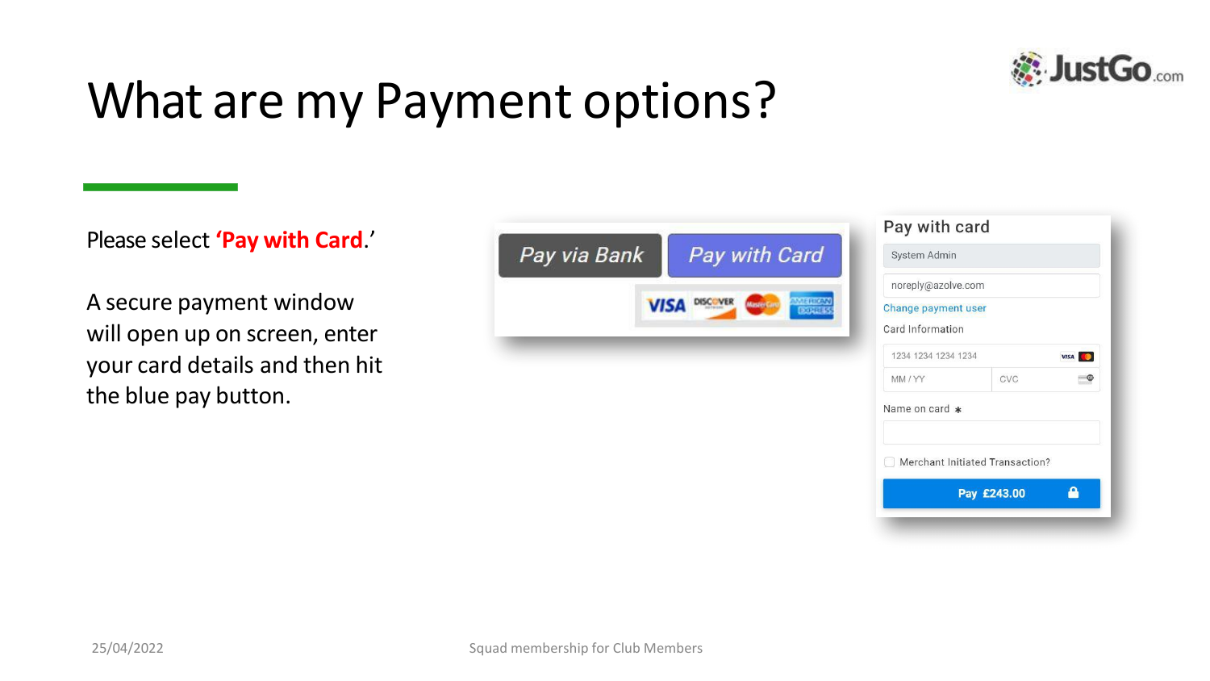# What are my Payment options?

Please select **'Pay with Card**.'

A secure payment window will open up on screen, enter your card details and then hit the blue pay button.

Pay via Bank | Pay with Card

Pay with card

System Admin

noreply@azolve.com

Change payment user

Card Information

1234 1234 1234 1234

MM / YY

CVC

Name on card *

Merchant Initiated Transaction?

Pay £243.00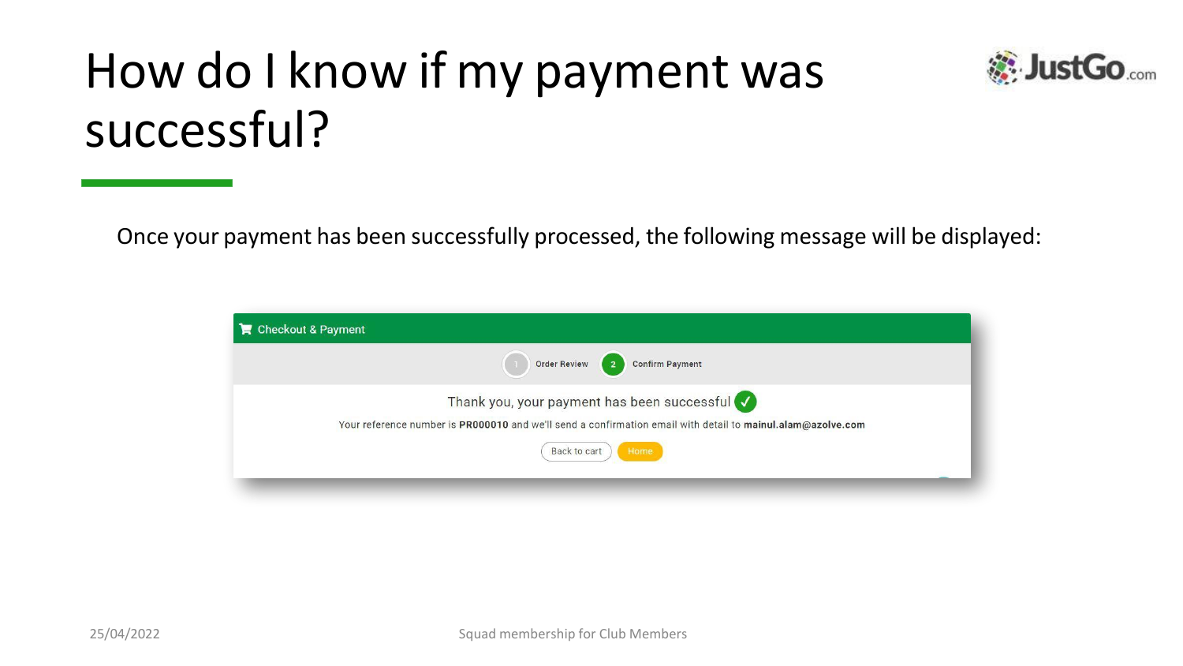# How do I know if my payment was successful?

Once your payment has been successfully processed, the following message will be displayed:

Checkout & Payment

1 Order Review   2 Confirm Payment

Thank you, your payment has been successful ✓

Your reference number is **PR000010** and we'll send a confirmation email with detail to **mainul.alam@azolve.com**

Back to cart   Home